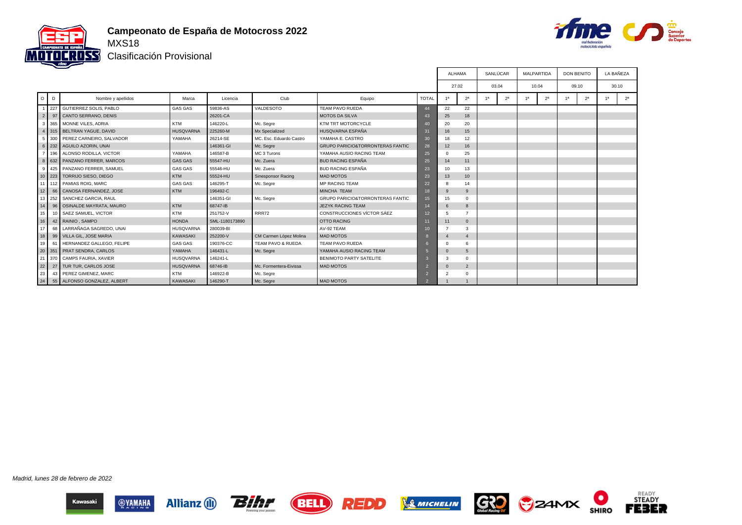# Campeonato de España de Motocross 2022

MXS18

Clasificación Provisional

| O | D | Nombre y apellidos | Marca | Licencia | Club | Equipo | TOTAL | ALHAMA 27.02 1ª | ALHAMA 27.02 2ª | SANLÚCAR 03.04 1ª | SANLÚCAR 03.04 2ª | MALPARTIDA 10.04 1ª | MALPARTIDA 10.04 2ª | DON BENITO 09.10 1ª | DON BENITO 09.10 2ª | LA BAÑEZA 30.10 1ª | LA BAÑEZA 30.10 2ª |
|---|---|---|---|---|---|---|---|---|---|---|---|---|---|---|---|---|---|
| 1 | 227 | GUTIERREZ SOLIS, PABLO | GAS GAS | 59836-AS | VALDESOTO | TEAM PAVO RUEDA | 44 | 22 | 22 | | | | | | | | |
| 2 | 97 | CANTO SERRANO, DENIS | | 26201-CA | | MOTOS DA SILVA | 43 | 25 | 18 | | | | | | | | |
| 3 | 365 | MONNE VILES, ADRIA | KTM | 146220-L | Mc. Segre | KTM TRT MOTORCYCLE | 40 | 20 | 20 | | | | | | | | |
| 4 | 315 | BELTRAN YAGUE, DAVID | HUSQVARNA | 225260-M | Mx Specialized | HUSQVARNA ESPAÑA | 31 | 16 | 15 | | | | | | | | |
| 5 | 300 | PEREZ CARNEIRO, SALVADOR | YAMAHA | 26214-SE | MC. Esc. Eduardo Castro | YAMAHA E. CASTRO | 30 | 18 | 12 | | | | | | | | |
| 6 | 232 | AGUILO AZORIN, UNAI | | 146361-GI | Mc. Segre | GRUPO PARICIO&TORRONTERAS FANTIC | 28 | 12 | 16 | | | | | | | | |
| 7 | 196 | ALONSO RODILLA, VICTOR | YAMAHA | 146587-B | MC 3 Turons | YAMAHA AUSIO RACING TEAM | 25 | 0 | 25 | | | | | | | | |
| 8 | 632 | PANZANO FERRER, MARCOS | GAS GAS | 55547-HU | Mc. Zuera | BUD RACING ESPAÑA | 25 | 14 | 11 | | | | | | | | |
| 9 | 425 | PANZANO FERRER, SAMUEL | GAS GAS | 55546-HU | Mc. Zuera | BUD RACING ESPAÑA | 23 | 10 | 13 | | | | | | | | |
| 10 | 223 | TORRIJO SIESO, DIEGO | KTM | 55524-HU | Sinesponsor Racing | MAD MOTOS | 23 | 13 | 10 | | | | | | | | |
| 11 | 112 | PAMIAS ROIG, MARC | GAS GAS | 146295-T | Mc. Segre | MP RACING TEAM | 22 | 8 | 14 | | | | | | | | |
| 12 | 66 | CANOSA FERNANDEZ, JOSE | KTM | 196492-C | | MINCHA TEAM | 18 | 9 | 9 | | | | | | | | |
| 13 | 252 | SANCHEZ GARCIA, RAUL | | 146351-GI | Mc. Segre | GRUPO PARICIO&TORRONTERAS FANTIC | 15 | 15 | 0 | | | | | | | | |
| 14 | 96 | OSINALDE MAYRATA, MAURO | KTM | 68747-IB | | JEZYK RACING TEAM | 14 | 6 | 8 | | | | | | | | |
| 15 | 10 | SAEZ SAMUEL, VICTOR | KTM | 251752-V | RRR72 | CONSTRUCCIONES VÍCTOR SÁEZ | 12 | 5 | 7 | | | | | | | | |
| 16 | 42 | RAINIO , SAMPO | HONDA | SML-1180173890 | | OTTO RACING | 11 | 11 | 0 | | | | | | | | |
| 17 | 68 | LARRAÑAGA SAGREDO, UNAI | HUSQVARNA | 280039-BI | | AV-92 TEAM | 10 | 7 | 3 | | | | | | | | |
| 18 | 99 | VILLA GIL, JOSE MARIA | KAWASAKI | 252200-V | CM Carmen López Molina | MAD MOTOS | 8 | 4 | 4 | | | | | | | | |
| 19 | 61 | HERNANDEZ GALLEGO, FELIPE | GAS GAS | 190376-CC | TEAM PAVO & RUEDA | TEAM PAVO RUEDA | 6 | 0 | 6 | | | | | | | | |
| 20 | 351 | PRAT SENDRA, CARLOS | YAMAHA | 146431-L | Mc. Segre | YAMAHA AUSIO RACING TEAM | 5 | 0 | 5 | | | | | | | | |
| 21 | 370 | CAMPS FAURIA, XAVIER | HUSQVARNA | 146241-L | | BENIMOTO PARTY SATELITE | 3 | 3 | 0 | | | | | | | | |
| 22 | 27 | TUR TUR, CARLOS JOSE | HUSQVARNA | 68746-IB | Mc. Formentera-Eivissa | MAD MOTOS | 2 | 0 | 2 | | | | | | | | |
| 23 | 43 | PEREZ GIMENEZ, MARC | KTM | 146922-B | Mc. Segre | | 2 | 2 | 0 | | | | | | | | |
| 24 | 55 | ALFONSO GONZALEZ, ALBERT | KAWASAKI | 146290-T | Mc. Segre | MAD MOTOS | 2 | 1 | 1 | | | | | | | | |

*Madrid, lunes 28 de febrero de 2022*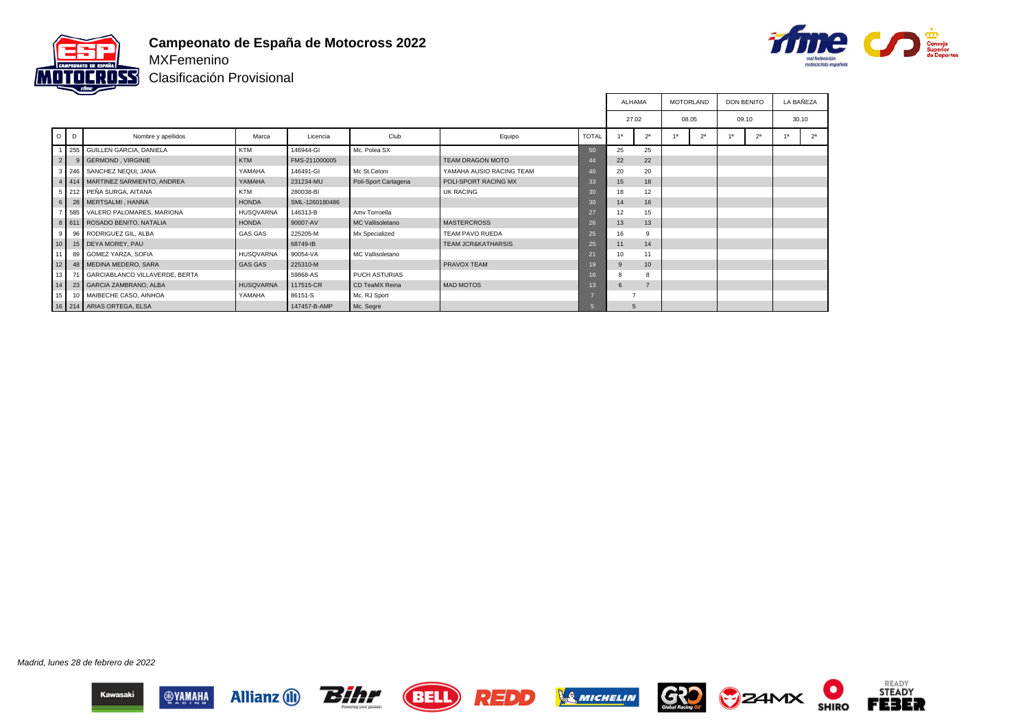# Campeonato de España de Motocross 2022

MXFemenino

Clasificación Provisional

| O | D | Nombre y apellidos | Marca | Licencia | Club | Equipo | TOTAL | ALHAMA 27.02 1ª | ALHAMA 27.02 2ª | MOTORLAND 08.05 1ª | MOTORLAND 08.05 2ª | DON BENITO 09.10 1ª | DON BENITO 09.10 2ª | LA BAÑEZA 30.10 1ª | LA BAÑEZA 30.10 2ª |
|---|---|---|---|---|---|---|---|---|---|---|---|---|---|---|---|
| 1 | 255 | GUILLEN GARCIA, DANIELA | KTM | 146944-GI | Mc. Polea SX | | 50 | 25 | 25 | | | | | | |
| 2 | 9 | GERMOND , VIRGINIE | KTM | FMS-211000005 | | TEAM DRAGON MOTO | 44 | 22 | 22 | | | | | | |
| 3 | 246 | SANCHEZ NEQUI, JANA | YAMAHA | 146491-GI | Mc St.Celoni | YAMAHA AUSIO RACING TEAM | 40 | 20 | 20 | | | | | | |
| 4 | 414 | MARTINEZ SARMIENTO, ANDREA | YAMAHA | 231234-MU | Poli-Sport Cartagena | POLI-SPORT RACING MX | 33 | 15 | 18 | | | | | | |
| 5 | 212 | PEÑA SURGA, AITANA | KTM | 280038-BI | | UK RACING | 30 | 18 | 12 | | | | | | |
| 6 | 28 | MERTSALMI , HANNA | HONDA | SML-1260180486 | | | 30 | 14 | 16 | | | | | | |
| 7 | 585 | VALERO PALOMARES, MARIONA | HUSQVARNA | 146313-B | Amv Torroella | | 27 | 12 | 15 | | | | | | |
| 8 | 611 | ROSADO BENITO, NATALIA | HONDA | 90007-AV | MC Vallisoletano | MASTERCROSS | 26 | 13 | 13 | | | | | | |
| 9 | 96 | RODRIGUEZ GIL, ALBA | GAS GAS | 225205-M | Mx Specialized | TEAM PAVO RUEDA | 25 | 16 | 9 | | | | | | |
| 10 | 15 | DEYA MOREY, PAU | | 68749-IB | | TEAM JCR&KATHARSIS | 25 | 11 | 14 | | | | | | |
| 11 | 89 | GOMEZ YARZA, SOFIA | HUSQVARNA | 90054-VA | MC Vallisoletano | | 21 | 10 | 11 | | | | | | |
| 12 | 48 | MEDINA MEDERO, SARA | GAS GAS | 225310-M | | PRAVOX TEAM | 19 | 9 | 10 | | | | | | |
| 13 | 71 | GARCIABLANCO VILLAVERDE, BERTA | | 59868-AS | PUCH ASTURIAS | | 16 | 8 | 8 | | | | | | |
| 14 | 23 | GARCIA ZAMBRANO, ALBA | HUSQVARNA | 117515-CR | CD TeaMX Reina | MAD MOTOS | 13 | 6 | 7 | | | | | | |
| 15 | 10 | MAIBECHE CASO, AINHOA | YAMAHA | 86151-S | Mc. RJ Sport | | 7 | | 7 | | | | | | |
| 16 | 214 | ARIAS ORTEGA, ELSA | | 147457-B-AMP | Mc. Segre | | 5 | | 5 | | | | | | |

*Madrid, lunes 28 de febrero de 2022*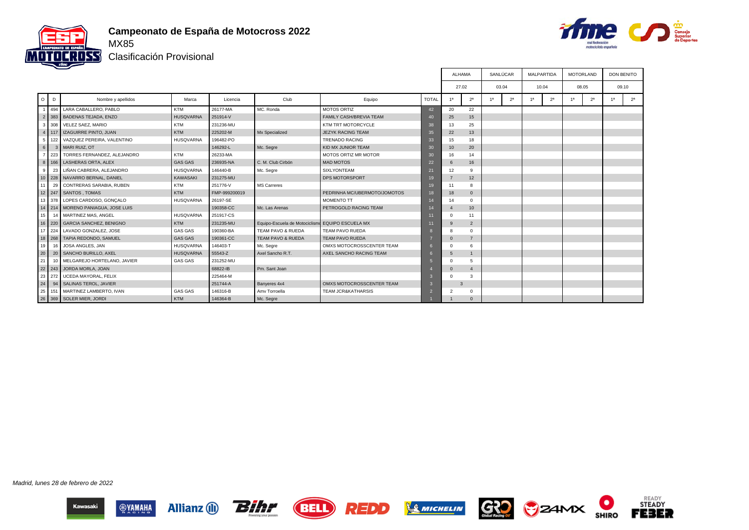# Campeonato de España de Motocross 2022

## MX85

### Clasificación Provisional

| O | D | Nombre y apellidos | Marca | Licencia | Club | Equipo | TOTAL | ALHAMA | | SANLÚCAR | | MALPARTIDA | | MOTORLAND | | DON BENITO | |
|---|---|---|---|---|---|---|---|---|---|---|---|---|---|---|---|---|---|
| | | | | | | | | 27.02 | | 03.04 | | 10.04 | | 08.05 | | 09.10 | |
| | | | | | | | | 1ª | 2ª | 1ª | 2ª | 1ª | 2ª | 1ª | 2ª | 1ª | 2ª |
| 1 | 494 | LARA CABALLERO, PABLO | KTM | 26177-MA | MC. Ronda | MOTOS ORTIZ | 42 | 20 | 22 | | | | | | | | |
| 2 | 383 | BADENAS TEJADA, ENZO | HUSQVARNA | 251914-V | | FAMILY CASH/BREVIA TEAM | 40 | 25 | 15 | | | | | | | | |
| 3 | 308 | VELEZ SAEZ, MARIO | KTM | 231236-MU | | KTM TRT MOTORCYCLE | 38 | 13 | 25 | | | | | | | | |
| 4 | 117 | IZAGUIRRE PINTO, JUAN | KTM | 225202-M | Mx Specialized | JEZYK RACING TEAM | 35 | 22 | 13 | | | | | | | | |
| 5 | 122 | VAZQUEZ PEREIRA, VALENTINO | HUSQVARNA | 196482-PO | | TRENADO RACING | 33 | 15 | 18 | | | | | | | | |
| 6 | 3 | MARI RUIZ, OT | | 146292-L | Mc. Segre | KID MX JUNIOR TEAM | 30 | 10 | 20 | | | | | | | | |
| 7 | 223 | TORRES FERNANDEZ, ALEJANDRO | KTM | 26233-MA | | MOTOS ORTIZ MR MOTOR | 30 | 16 | 14 | | | | | | | | |
| 8 | 166 | LASHERAS ORTA, ALEX | GAS GAS | 236935-NA | C. M. Club Cirbón | MAD MOTOS | 22 | 6 | 16 | | | | | | | | |
| 9 | 23 | LIÑAN CABRERA, ALEJANDRO | HUSQVARNA | 146440-B | Mc. Segre | SIXLYONTEAM | 21 | 12 | 9 | | | | | | | | |
| 10 | 228 | NAVARRO BERNAL, DANIEL | KAWASAKI | 231275-MU | | DPS MOTORSPORT | 19 | 7 | 12 | | | | | | | | |
| 11 | 29 | CONTRERAS SARABIA, RUBEN | KTM | 251776-V | MS Carreres | | 19 | 11 | 8 | | | | | | | | |
| 12 | 247 | SANTOS , TOMAS | KTM | FMP-999200019 | | PEDRINHA MC/UBERMOTO/JOMOTOS | 18 | 18 | 0 | | | | | | | | |
| 13 | 378 | LOPES CARDOSO, GONÇALO | HUSQVARNA | 26197-SE | | MOMENTO TT | 14 | 14 | 0 | | | | | | | | |
| 14 | 214 | MORENO PANIAGUA, JOSE LUIS | | 190358-CC | Mc. Las Arenas | PETROGOLD RACING TEAM | 14 | 4 | 10 | | | | | | | | |
| 15 | 14 | MARTINEZ MAS, ANGEL | HUSQVARNA | 251917-CS | | | 11 | 0 | 11 | | | | | | | | |
| 16 | 220 | GARCIA SANCHEZ, BENIGNO | KTM | 231235-MU | Equipo-Escuela de Motociclismo | EQUIPO ESCUELA MX | 11 | 9 | 2 | | | | | | | | |
| 17 | 224 | LAVADO GONZALEZ, JOSE | GAS GAS | 190360-BA | TEAM PAVO & RUEDA | TEAM PAVO RUEDA | 8 | 8 | 0 | | | | | | | | |
| 18 | 268 | TAPIA REDONDO, SAMUEL | GAS GAS | 190361-CC | TEAM PAVO & RUEDA | TEAM PAVO RUEDA | 7 | 0 | 7 | | | | | | | | |
| 19 | 16 | JOSA ANGLES, JAN | HUSQVARNA | 146403-T | Mc. Segre | OMXS MOTOCROSSCENTER TEAM | 6 | 0 | 6 | | | | | | | | |
| 20 | 20 | SANCHO BURILLO, AXEL | HUSQVARNA | 55543-Z | Axel Sancho R.T. | AXEL SANCHO RACING TEAM | 6 | 5 | 1 | | | | | | | | |
| 21 | 10 | MELGAREJO HORTELANO, JAVIER | GAS GAS | 231252-MU | | | 5 | 0 | 5 | | | | | | | | |
| 22 | 243 | JORDA MORLA, JOAN | | 68822-IB | Pm. Sant Joan | | 4 | 0 | 4 | | | | | | | | |
| 23 | 272 | UCEDA MAYORAL, FELIX | | 225464-M | | | 3 | 0 | 3 | | | | | | | | |
| 24 | 94 | SALINAS TEROL, JAVIER | | 251744-A | Banyeres 4x4 | OMXS MOTOCROSSCENTER TEAM | 3 | 3 | | | | | | | | | |
| 25 | 151 | MARTINEZ LAMBERTO, IVAN | GAS GAS | 146316-B | Amv Torroella | TEAM JCR&KATHARSIS | 2 | 2 | 0 | | | | | | | | |
| 26 | 369 | SOLER MIER, JORDI | KTM | 146364-B | Mc. Segre | | 1 | 1 | 0 | | | | | | | | |

*Madrid, lunes 28 de febrero de 2022*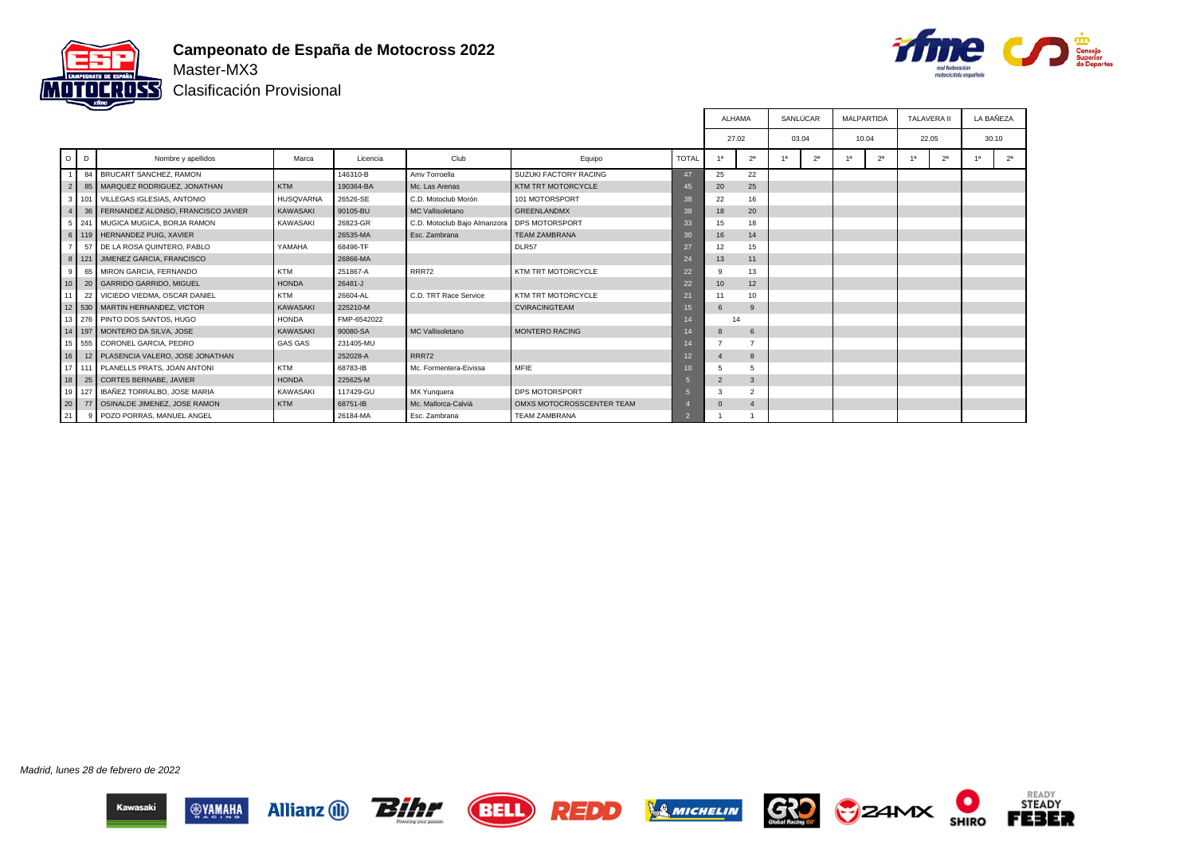# Campeonato de España de Motocross 2022

Master-MX3

Clasificación Provisional

| O | D | Nombre y apellidos | Marca | Licencia | Club | Equipo | TOTAL | ALHAMA 27.02 | | SANLÚCAR 03.04 | | MALPARTIDA 10.04 | | TALAVERA II 22.05 | | LA BAÑEZA 30.10 | |
|---|---|---|---|---|---|---|---|---|---|---|---|---|---|---|---|---|---|
| | | | | | | | | 1ª | 2ª | 1ª | 2ª | 1ª | 2ª | 1ª | 2ª | 1ª | 2ª |
| 1 | 84 | BRUCART SANCHEZ, RAMON | | 146310-B | Amv Torroella | SUZUKI FACTORY RACING | 47 | 25 | 22 | | | | | | | | |
| 2 | 85 | MARQUEZ RODRIGUEZ, JONATHAN | KTM | 190364-BA | Mc. Las Arenas | KTM TRT MOTORCYCLE | 45 | 20 | 25 | | | | | | | | |
| 3 | 101 | VILLEGAS IGLESIAS, ANTONIO | HUSQVARNA | 26526-SE | C.D. Motoclub Morón | 101 MOTORSPORT | 38 | 22 | 16 | | | | | | | | |
| 4 | 36 | FERNANDEZ ALONSO, FRANCISCO JAVIER | KAWASAKI | 90105-BU | MC Vallisoletano | GREENLANDMX | 38 | 18 | 20 | | | | | | | | |
| 5 | 241 | MUGICA MUGICA, BORJA RAMON | KAWASAKI | 26823-GR | C.D. Motoclub Bajo Almanzora | DPS MOTORSPORT | 33 | 15 | 18 | | | | | | | | |
| 6 | 119 | HERNANDEZ PUIG, XAVIER | | 26535-MA | Esc. Zambrana | TEAM ZAMBRANA | 30 | 16 | 14 | | | | | | | | |
| 7 | 57 | DE LA ROSA QUINTERO, PABLO | YAMAHA | 68496-TF | | DLR57 | 27 | 12 | 15 | | | | | | | | |
| 8 | 121 | JIMENEZ GARCIA, FRANCISCO | | 26866-MA | | | 24 | 13 | 11 | | | | | | | | |
| 9 | 65 | MIRON GARCIA, FERNANDO | KTM | 251867-A | RRR72 | KTM TRT MOTORCYCLE | 22 | 9 | 13 | | | | | | | | |
| 10 | 20 | GARRIDO GARRIDO, MIGUEL | HONDA | 26481-J | | | 22 | 10 | 12 | | | | | | | | |
| 11 | 22 | VICIEDO VIEDMA, OSCAR DANIEL | KTM | 26604-AL | C.D. TRT Race Service | KTM TRT MOTORCYCLE | 21 | 11 | 10 | | | | | | | | |
| 12 | 530 | MARTIN HERNANDEZ, VICTOR | KAWASAKI | 225210-M | | CVIRACINGTEAM | 15 | 6 | 9 | | | | | | | | |
| 13 | 276 | PINTO DOS SANTOS, HUGO | HONDA | FMP-6542022 | | | 14 | 14 | | | | | | | | | |
| 14 | 197 | MONTERO DA SILVA, JOSE | KAWASAKI | 90080-SA | MC Vallisoletano | MONTERO RACING | 14 | 8 | 6 | | | | | | | | |
| 15 | 555 | CORONEL GARCIA, PEDRO | GAS GAS | 231405-MU | | | 14 | 7 | 7 | | | | | | | | |
| 16 | 12 | PLASENCIA VALERO, JOSE JONATHAN | | 252028-A | RRR72 | | 12 | 4 | 8 | | | | | | | | |
| 17 | 111 | PLANELLS PRATS, JOAN ANTONI | KTM | 68783-IB | Mc. Formentera-Eivissa | MFIE | 10 | 5 | 5 | | | | | | | | |
| 18 | 25 | CORTES BERNABE, JAVIER | HONDA | 225625-M | | | 5 | 2 | 3 | | | | | | | | |
| 19 | 127 | IBAÑEZ TORRALBO, JOSE MARIA | KAWASAKI | 117429-GU | MX Yunquera | DPS MOTORSPORT | 5 | 3 | 2 | | | | | | | | |
| 20 | 77 | OSINALDE JIMENEZ, JOSE RAMON | KTM | 68751-IB | Mc. Mallorca-Calvià | OMXS MOTOCROSSCENTER TEAM | 4 | 0 | 4 | | | | | | | | |
| 21 | 9 | POZO PORRAS, MANUEL ANGEL | | 26184-MA | Esc. Zambrana | TEAM ZAMBRANA | 2 | 1 | 1 | | | | | | | | |

*Madrid, lunes 28 de febrero de 2022*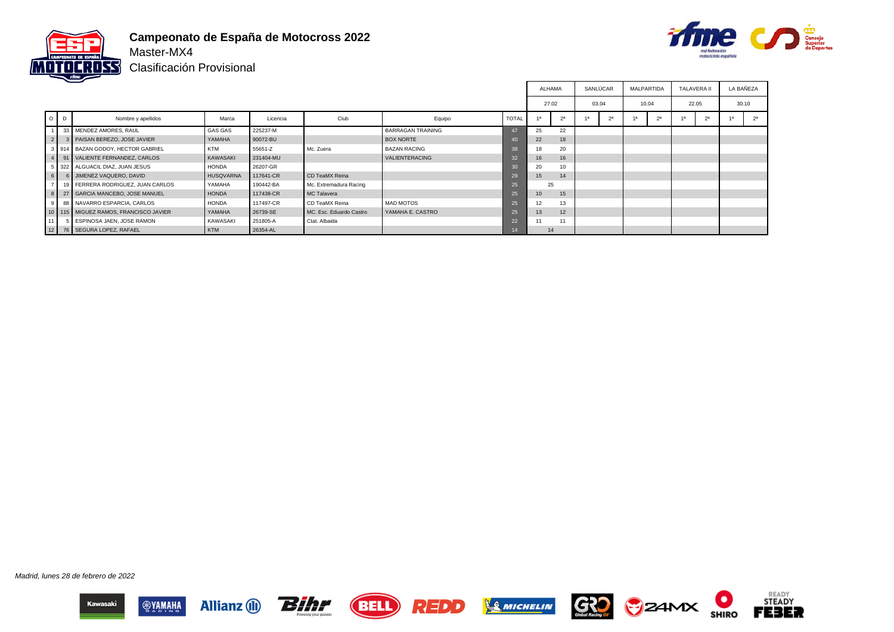# Campeonato de España de Motocross 2022

Master-MX4

Clasificación Provisional

| | | | | | | | | ALHAMA | | SANLÚCAR | | MALPARTIDA | | TALAVERA II | | LA BAÑEZA | |
|---|---|---|---|---|---|---|---|---|---|---|---|---|---|---|---|---|---|
| | | | | | | | | 27.02 | | 03.04 | | 10.04 | | 22.05 | | 30.10 | |
| O | D | Nombre y apellidos | Marca | Licencia | Club | Equipo | TOTAL | 1ª | 2ª | 1ª | 2ª | 1ª | 2ª | 1ª | 2ª | 1ª | 2ª |
| 1 | 33 | MENDEZ AMORES, RAUL | GAS GAS | 225237-M | | BARRAGAN TRAINING | 47 | 25 | 22 | | | | | | | | |
| 2 | 3 | PAISAN BEREZO, JOSE JAVIER | YAMAHA | 90072-BU | | BOX NORTE | 40 | 22 | 18 | | | | | | | | |
| 3 | 914 | BAZAN GODOY, HECTOR GABRIEL | KTM | 55651-Z | Mc. Zuera | BAZAN RACING | 38 | 18 | 20 | | | | | | | | |
| 4 | 91 | VALIENTE FERNANDEZ, CARLOS | KAWASAKI | 231404-MU | | VALIENTERACING | 32 | 16 | 16 | | | | | | | | |
| 5 | 322 | ALGUACIL DIAZ, JUAN JESUS | HONDA | 26207-GR | | | 30 | 20 | 10 | | | | | | | | |
| 6 | 6 | JIMENEZ VAQUERO, DAVID | HUSQVARNA | 117641-CR | CD TeaMX Reina | | 29 | 15 | 14 | | | | | | | | |
| 7 | 19 | FERRERA RODRIGUEZ, JUAN CARLOS | YAMAHA | 190442-BA | Mc. Extremadura Racing | | 25 | 25 | | | | | | | | | |
| 8 | 27 | GARCIA MANCEBO, JOSE MANUEL | HONDA | 117438-CR | MC Talavera | | 25 | 10 | 15 | | | | | | | | |
| 9 | 88 | NAVARRO ESPARCIA, CARLOS | HONDA | 117497-CR | CD TeaMX Reina | MAD MOTOS | 25 | 12 | 13 | | | | | | | | |
| 10 | 115 | MIGUEZ RAMOS, FRANCISCO JAVIER | YAMAHA | 26739-SE | MC. Esc. Eduardo Castro | YAMAHA E. CASTRO | 25 | 13 | 12 | | | | | | | | |
| 11 | 5 | ESPINOSA JAEN, JOSE RAMON | KAWASAKI | 251805-A | Ctat. Albaida | | 22 | 11 | 11 | | | | | | | | |
| 12 | 76 | SEGURA LOPEZ, RAFAEL | KTM | 26354-AL | | | 14 | 14 | | | | | | | | | |

*Madrid, lunes 28 de febrero de 2022*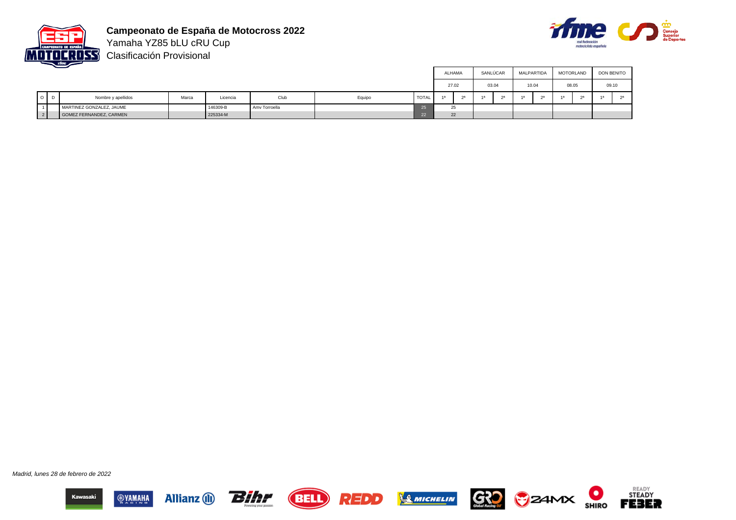# Campeonato de España de Motocross 2022

Yamaha YZ85 bLU cRU Cup

Clasificación Provisional

| | | | | | | | | ALHAMA | | SANLÚCAR | | MALPARTIDA | | MOTORLAND | | DON BENITO | |
|---|---|---|---|---|---|---|---|---|---|---|---|---|---|---|---|---|---|
| | | | | | | | | 27.02 | | 03.04 | | 10.04 | | 08.05 | | 09.10 | |
| O | D | Nombre y apellidos | Marca | Licencia | Club | Equipo | TOTAL | 1ª | 2ª | 1ª | 2ª | 1ª | 2ª | 1ª | 2ª | 1ª | 2ª |
| 1 | | MARTINEZ GONZALEZ, JAUME | | 146309-B | Amv Torroella | | 25 | 25 | | | | | | | | | |
| 2 | | GOMEZ FERNANDEZ, CARMEN | | 225334-M | | | 22 | 22 | | | | | | | | | |

*Madrid, lunes 28 de febrero de 2022*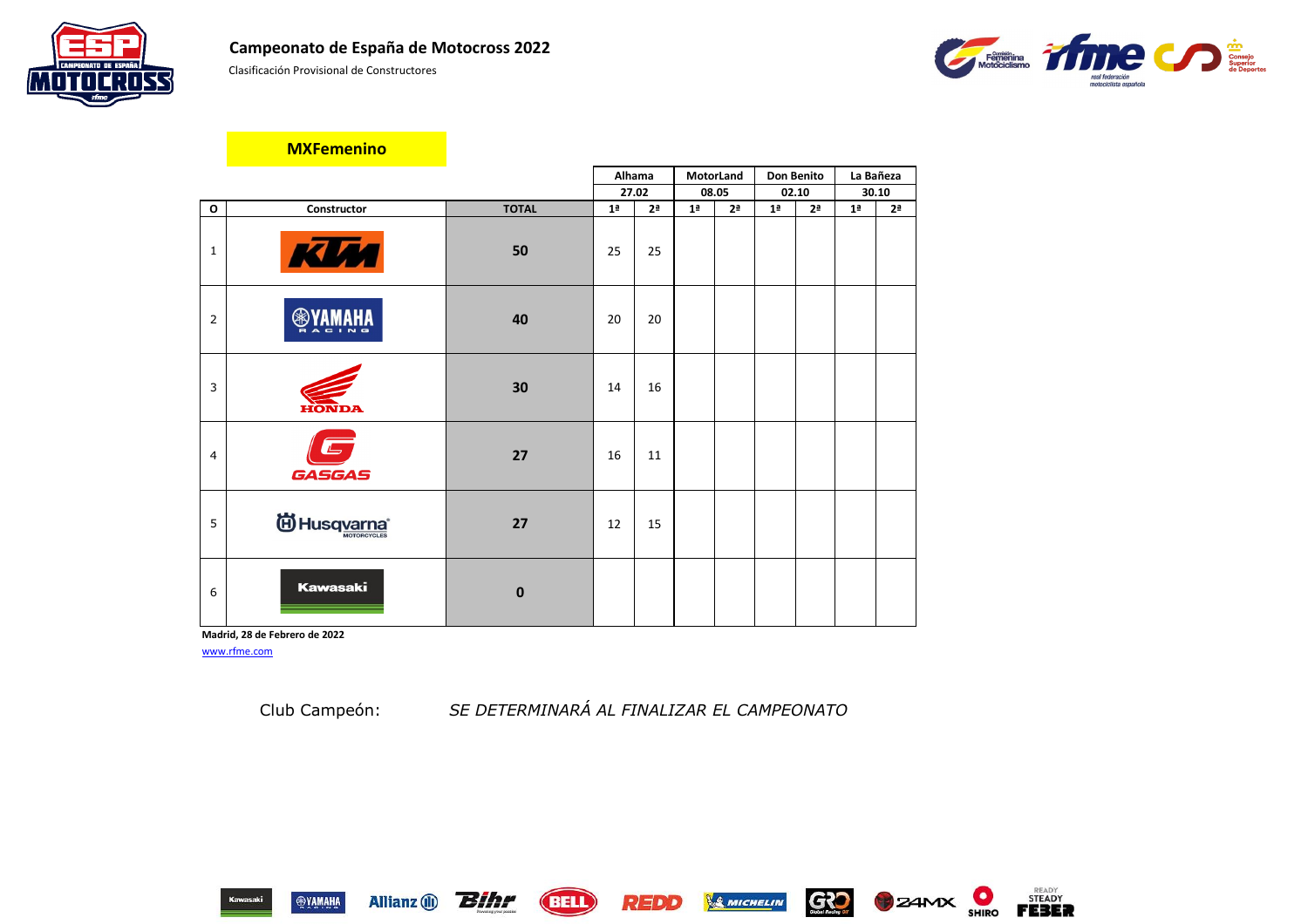# Campeonato de España de Motocross 2022

Clasificación Provisional de Constructores

## MXFemenino

| O | Constructor | TOTAL | Alhama | | MotorLand | | Don Benito | | La Bañeza | |
|---|---|---|---|---|---|---|---|---|---|---|
| | | | 27.02 | | 08.05 | | 02.10 | | 30.10 | |
| | | | 1ª | 2ª | 1ª | 2ª | 1ª | 2ª | 1ª | 2ª |
| 1 | KTM | 50 | 25 | 25 | | | | | | |
| 2 | YAMAHA RACING | 40 | 20 | 20 | | | | | | |
| 3 | HONDA | 30 | 14 | 16 | | | | | | |
| 4 | GASGAS | 27 | 16 | 11 | | | | | | |
| 5 | Husqvarna MOTORCYCLES | 27 | 12 | 15 | | | | | | |
| 6 | Kawasaki | 0 | | | | | | | | |

**Madrid, 28 de Febrero de 2022**

www.rfme.com

Club Campeón: *SE DETERMINARÁ AL FINALIZAR EL CAMPEONATO*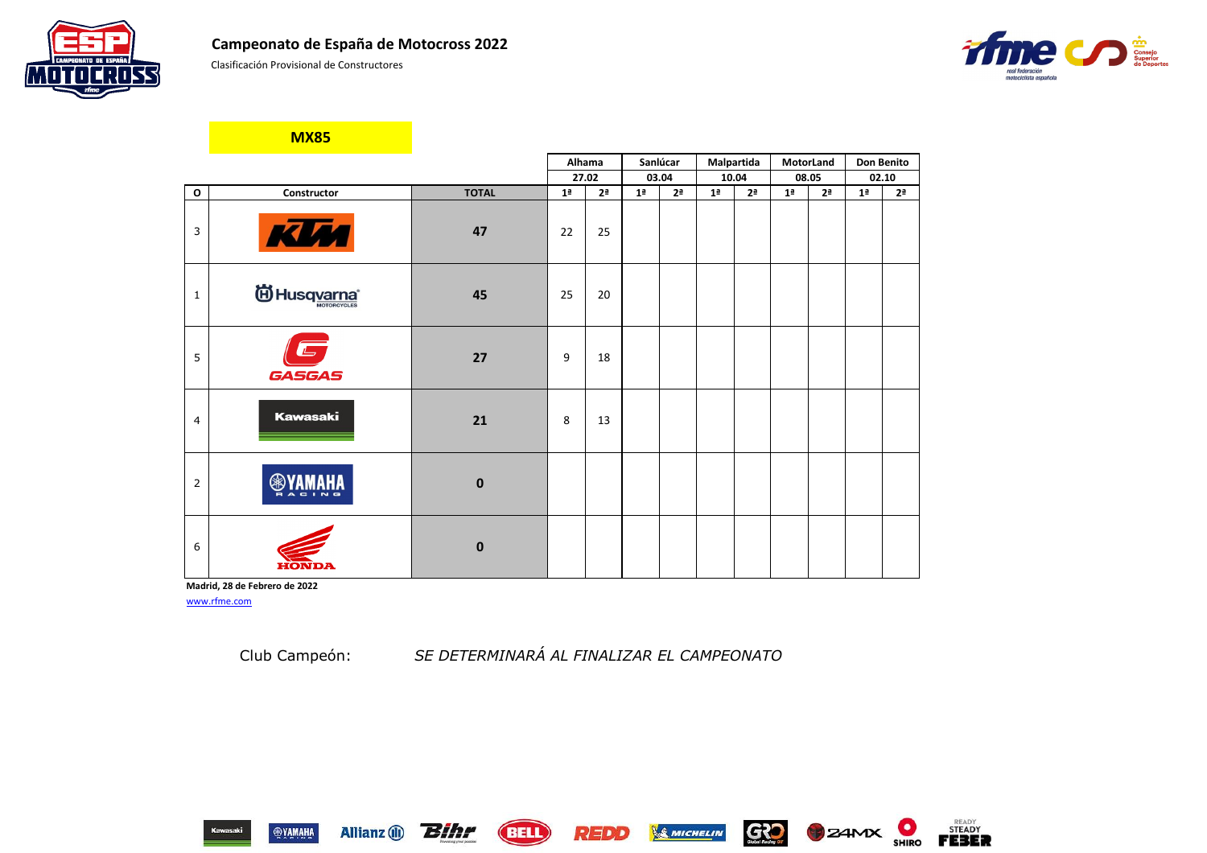# Campeonato de España de Motocross 2022

Clasificación Provisional de Constructores

## MX85

| O | Constructor | TOTAL | Alhama 27.02 | | Sanlúcar 03.04 | | Malpartida 10.04 | | MotorLand 08.05 | | Don Benito 02.10 | |
|---|---|---|---|---|---|---|---|---|---|---|---|---|
| | | | 1ª | 2ª | 1ª | 2ª | 1ª | 2ª | 1ª | 2ª | 1ª | 2ª |
| 3 | KTM | 47 | 22 | 25 | | | | | | | | |
| 1 | Husqvarna | 45 | 25 | 20 | | | | | | | | |
| 5 | GASGAS | 27 | 9 | 18 | | | | | | | | |
| 4 | Kawasaki | 21 | 8 | 13 | | | | | | | | |
| 2 | Yamaha | 0 | | | | | | | | | | |
| 6 | Honda | 0 | | | | | | | | | | |

**Madrid, 28 de Febrero de 2022**

www.rfme.com

Club Campeón: *SE DETERMINARÁ AL FINALIZAR EL CAMPEONATO*